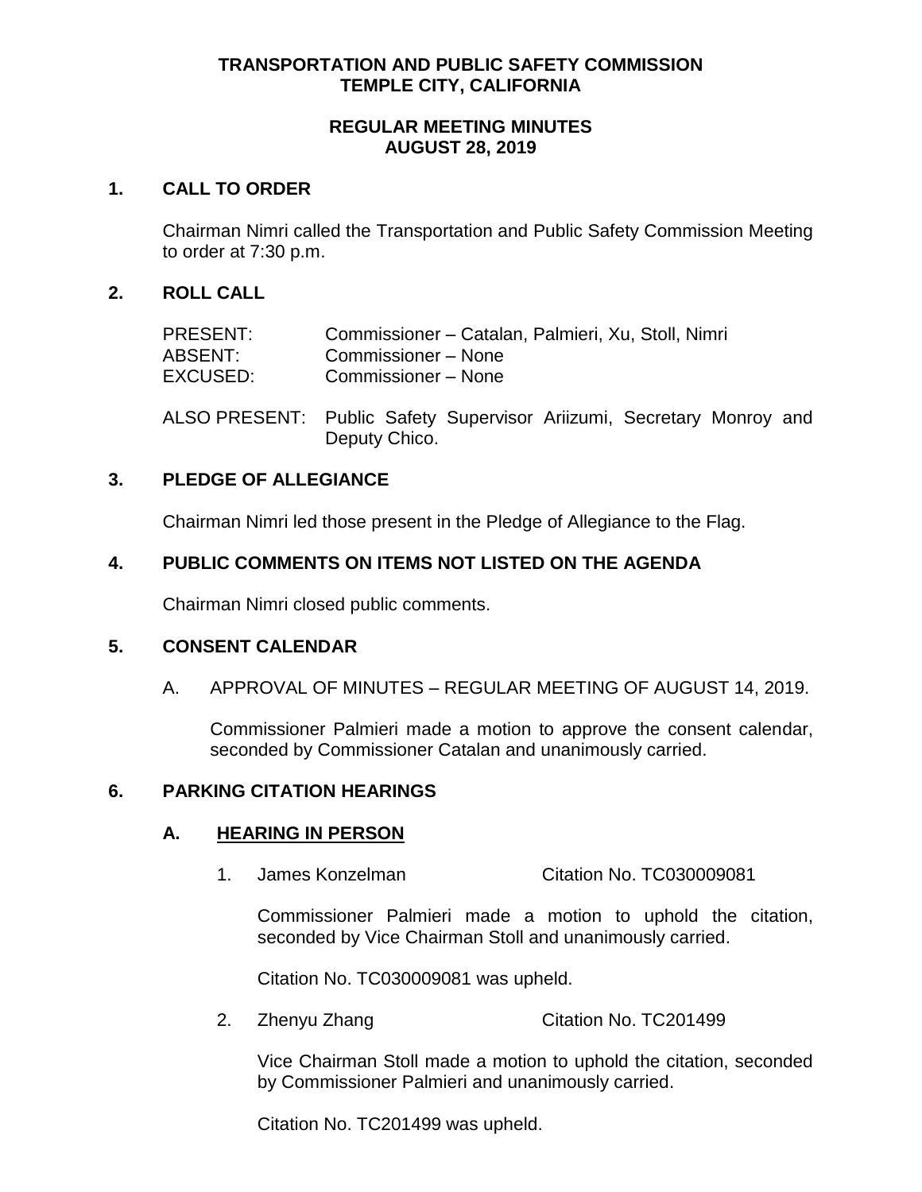# TRANSPORTATION AND PUBLIC SAFETY COMMISSION
# TEMPLE CITY, CALIFORNIA

## REGULAR MEETING MINUTES
## AUGUST 28, 2019

## 1. CALL TO ORDER

Chairman Nimri called the Transportation and Public Safety Commission Meeting to order at 7:30 p.m.

## 2. ROLL CALL

| | |
|---|---|
| PRESENT: | Commissioner – Catalan, Palmieri, Xu, Stoll, Nimri |
| ABSENT: | Commissioner – None |
| EXCUSED: | Commissioner – None |

ALSO PRESENT: Public Safety Supervisor Ariizumi, Secretary Monroy and Deputy Chico.

## 3. PLEDGE OF ALLEGIANCE

Chairman Nimri led those present in the Pledge of Allegiance to the Flag.

## 4. PUBLIC COMMENTS ON ITEMS NOT LISTED ON THE AGENDA

Chairman Nimri closed public comments.

## 5. CONSENT CALENDAR

A. APPROVAL OF MINUTES – REGULAR MEETING OF AUGUST 14, 2019.

Commissioner Palmieri made a motion to approve the consent calendar, seconded by Commissioner Catalan and unanimously carried.

## 6. PARKING CITATION HEARINGS

### A. HEARING IN PERSON

1. James Konzelman Citation No. TC030009081

   Commissioner Palmieri made a motion to uphold the citation, seconded by Vice Chairman Stoll and unanimously carried.

   Citation No. TC030009081 was upheld.

2. Zhenyu Zhang Citation No. TC201499

   Vice Chairman Stoll made a motion to uphold the citation, seconded by Commissioner Palmieri and unanimously carried.

   Citation No. TC201499 was upheld.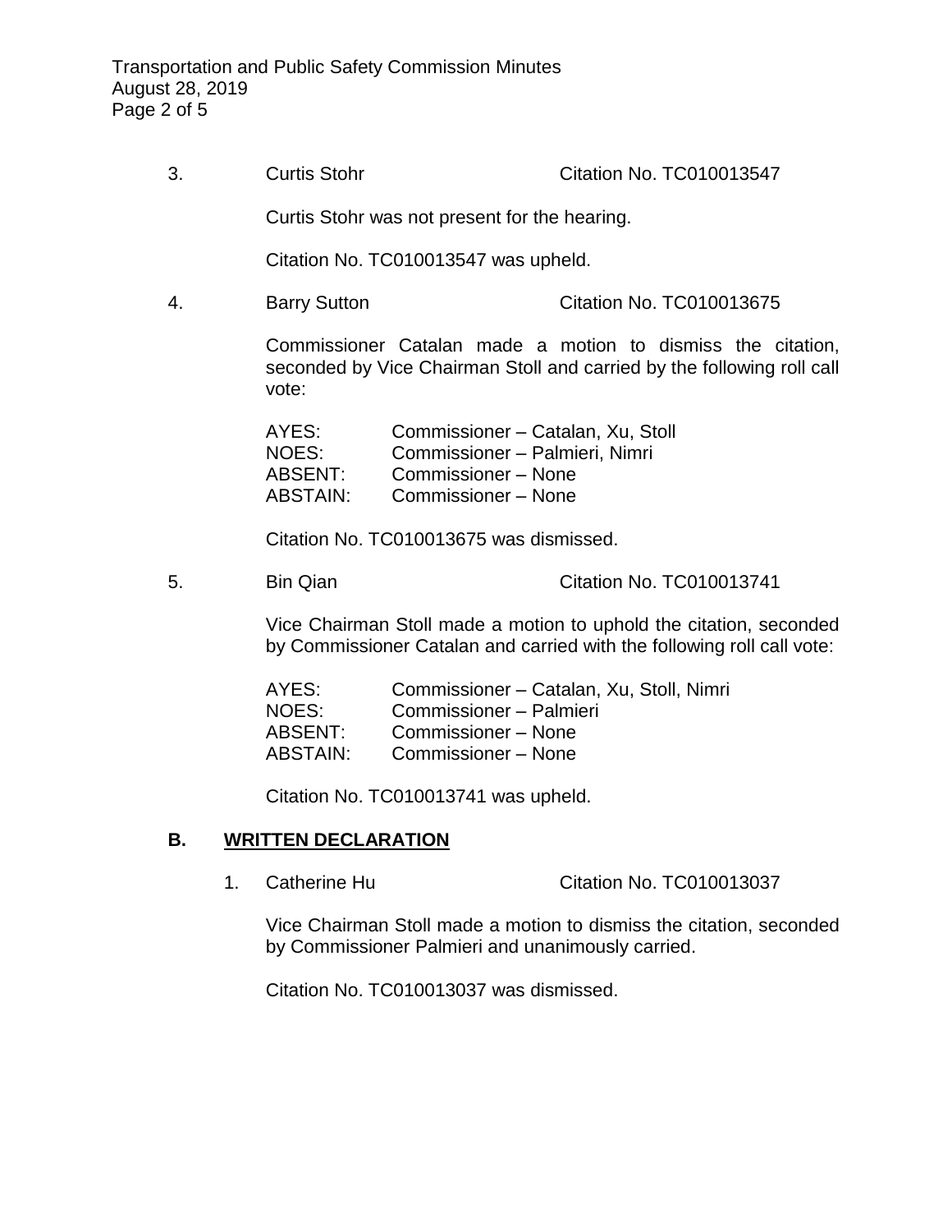3. Curtis Stohr — Citation No. TC010013547

   Curtis Stohr was not present for the hearing.

   Citation No. TC010013547 was upheld.

4. Barry Sutton — Citation No. TC010013675

   Commissioner Catalan made a motion to dismiss the citation, seconded by Vice Chairman Stoll and carried by the following roll call vote:

   AYES: Commissioner – Catalan, Xu, Stoll
   NOES: Commissioner – Palmieri, Nimri
   ABSENT: Commissioner – None
   ABSTAIN: Commissioner – None

   Citation No. TC010013675 was dismissed.

5. Bin Qian — Citation No. TC010013741

   Vice Chairman Stoll made a motion to uphold the citation, seconded by Commissioner Catalan and carried with the following roll call vote:

   AYES: Commissioner – Catalan, Xu, Stoll, Nimri
   NOES: Commissioner – Palmieri
   ABSENT: Commissioner – None
   ABSTAIN: Commissioner – None

   Citation No. TC010013741 was upheld.

## B. WRITTEN DECLARATION

1. Catherine Hu — Citation No. TC010013037

   Vice Chairman Stoll made a motion to dismiss the citation, seconded by Commissioner Palmieri and unanimously carried.

   Citation No. TC010013037 was dismissed.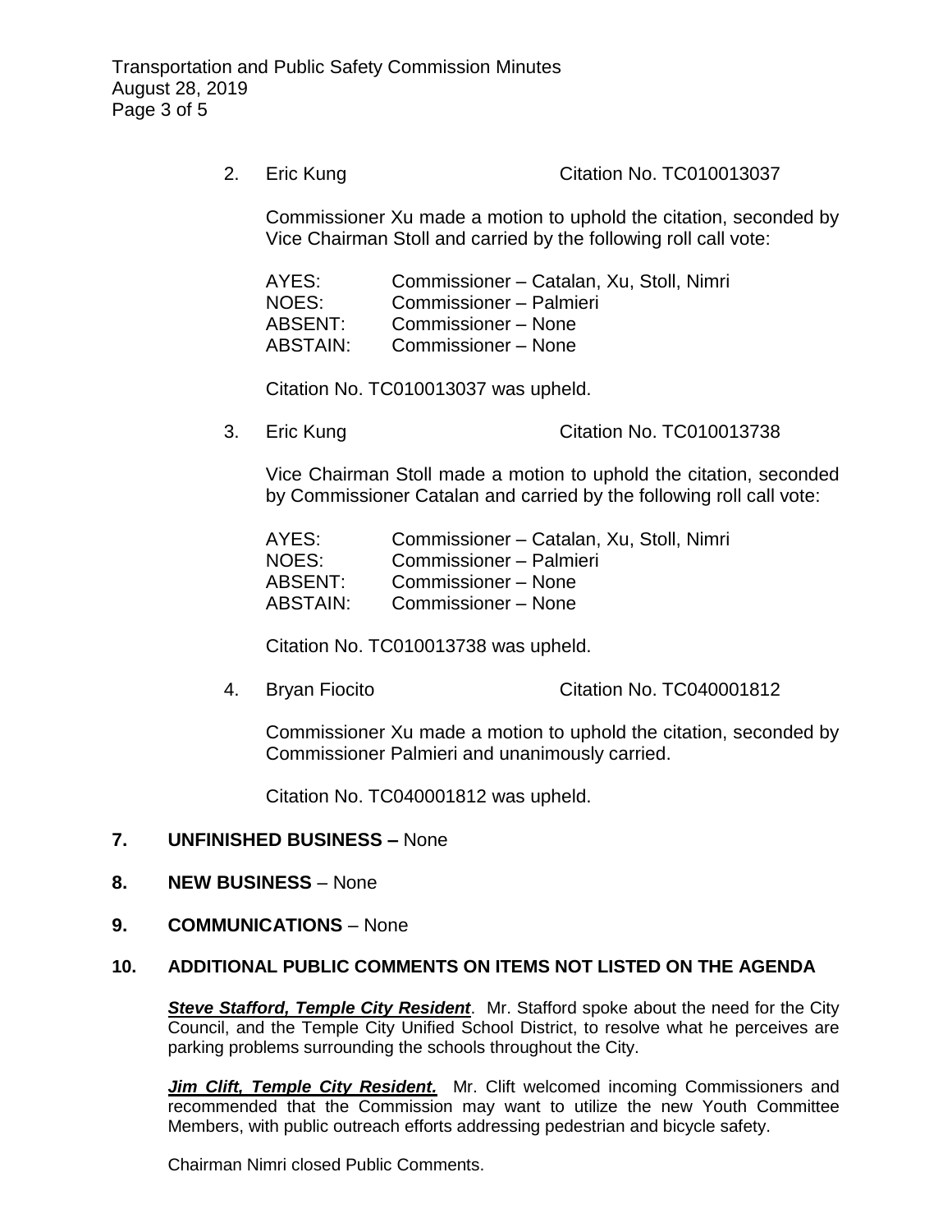2. Eric Kung — Citation No. TC010013037

   Commissioner Xu made a motion to uphold the citation, seconded by Vice Chairman Stoll and carried by the following roll call vote:

   AYES: Commissioner – Catalan, Xu, Stoll, Nimri
   NOES: Commissioner – Palmieri
   ABSENT: Commissioner – None
   ABSTAIN: Commissioner – None

   Citation No. TC010013037 was upheld.

3. Eric Kung — Citation No. TC010013738

   Vice Chairman Stoll made a motion to uphold the citation, seconded by Commissioner Catalan and carried by the following roll call vote:

   AYES: Commissioner – Catalan, Xu, Stoll, Nimri
   NOES: Commissioner – Palmieri
   ABSENT: Commissioner – None
   ABSTAIN: Commissioner – None

   Citation No. TC010013738 was upheld.

4. Bryan Fiocito — Citation No. TC040001812

   Commissioner Xu made a motion to uphold the citation, seconded by Commissioner Palmieri and unanimously carried.

   Citation No. TC040001812 was upheld.

## 7. UNFINISHED BUSINESS – None

## 8. NEW BUSINESS – None

## 9. COMMUNICATIONS – None

## 10. ADDITIONAL PUBLIC COMMENTS ON ITEMS NOT LISTED ON THE AGENDA

***Steve Stafford, Temple City Resident***. Mr. Stafford spoke about the need for the City Council, and the Temple City Unified School District, to resolve what he perceives are parking problems surrounding the schools throughout the City.

***Jim Clift, Temple City Resident.*** Mr. Clift welcomed incoming Commissioners and recommended that the Commission may want to utilize the new Youth Committee Members, with public outreach efforts addressing pedestrian and bicycle safety.

Chairman Nimri closed Public Comments.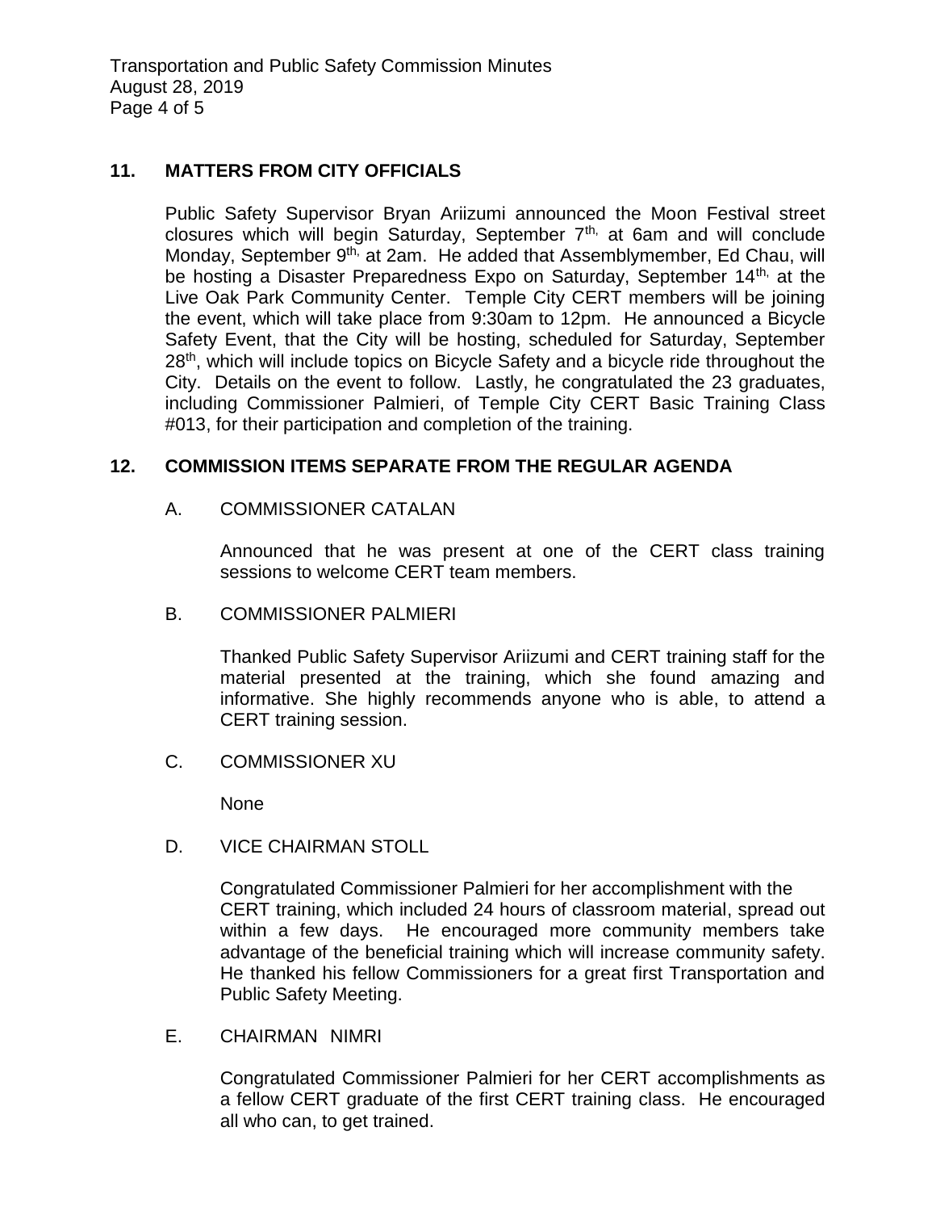## 11. MATTERS FROM CITY OFFICIALS

Public Safety Supervisor Bryan Ariizumi announced the Moon Festival street closures which will begin Saturday, September 7th, at 6am and will conclude Monday, September 9th, at 2am. He added that Assemblymember, Ed Chau, will be hosting a Disaster Preparedness Expo on Saturday, September 14th, at the Live Oak Park Community Center. Temple City CERT members will be joining the event, which will take place from 9:30am to 12pm. He announced a Bicycle Safety Event, that the City will be hosting, scheduled for Saturday, September 28th, which will include topics on Bicycle Safety and a bicycle ride throughout the City. Details on the event to follow. Lastly, he congratulated the 23 graduates, including Commissioner Palmieri, of Temple City CERT Basic Training Class #013, for their participation and completion of the training.

## 12. COMMISSION ITEMS SEPARATE FROM THE REGULAR AGENDA

A. COMMISSIONER CATALAN

Announced that he was present at one of the CERT class training sessions to welcome CERT team members.

B. COMMISSIONER PALMIERI

Thanked Public Safety Supervisor Ariizumi and CERT training staff for the material presented at the training, which she found amazing and informative. She highly recommends anyone who is able, to attend a CERT training session.

C. COMMISSIONER XU

None

D. VICE CHAIRMAN STOLL

Congratulated Commissioner Palmieri for her accomplishment with the CERT training, which included 24 hours of classroom material, spread out within a few days. He encouraged more community members take advantage of the beneficial training which will increase community safety. He thanked his fellow Commissioners for a great first Transportation and Public Safety Meeting.

E. CHAIRMAN NIMRI

Congratulated Commissioner Palmieri for her CERT accomplishments as a fellow CERT graduate of the first CERT training class. He encouraged all who can, to get trained.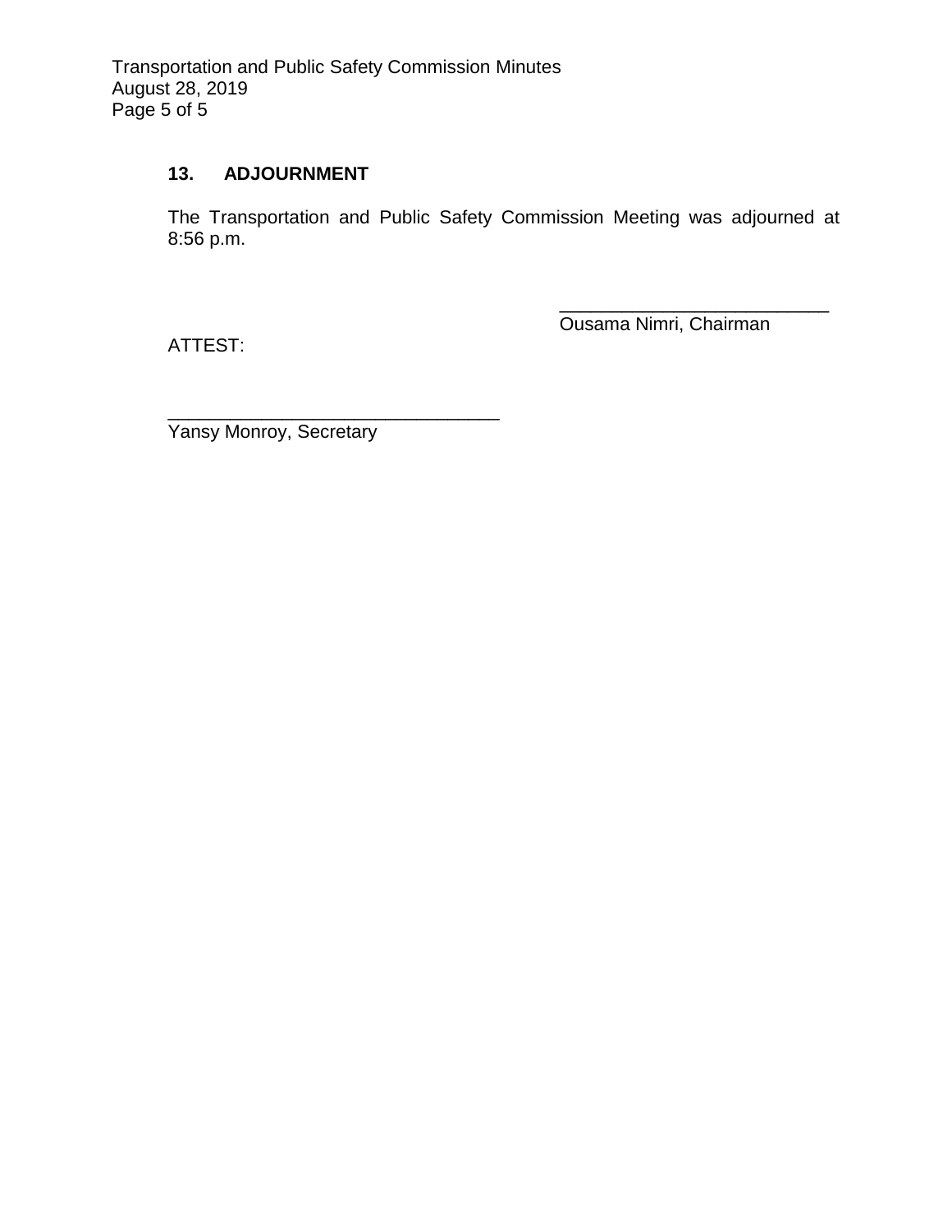## 13. ADJOURNMENT

The Transportation and Public Safety Commission Meeting was adjourned at 8:56 p.m.

\_\_\_\_\_\_\_\_\_\_\_\_\_\_\_\_\_\_\_\_\_\_\_\_\_\_\_

Ousama Nimri, Chairman

ATTEST:

\_\_\_\_\_\_\_\_\_\_\_\_\_\_\_\_\_\_\_\_\_\_\_\_\_\_\_\_\_\_\_\_\_

Yansy Monroy, Secretary